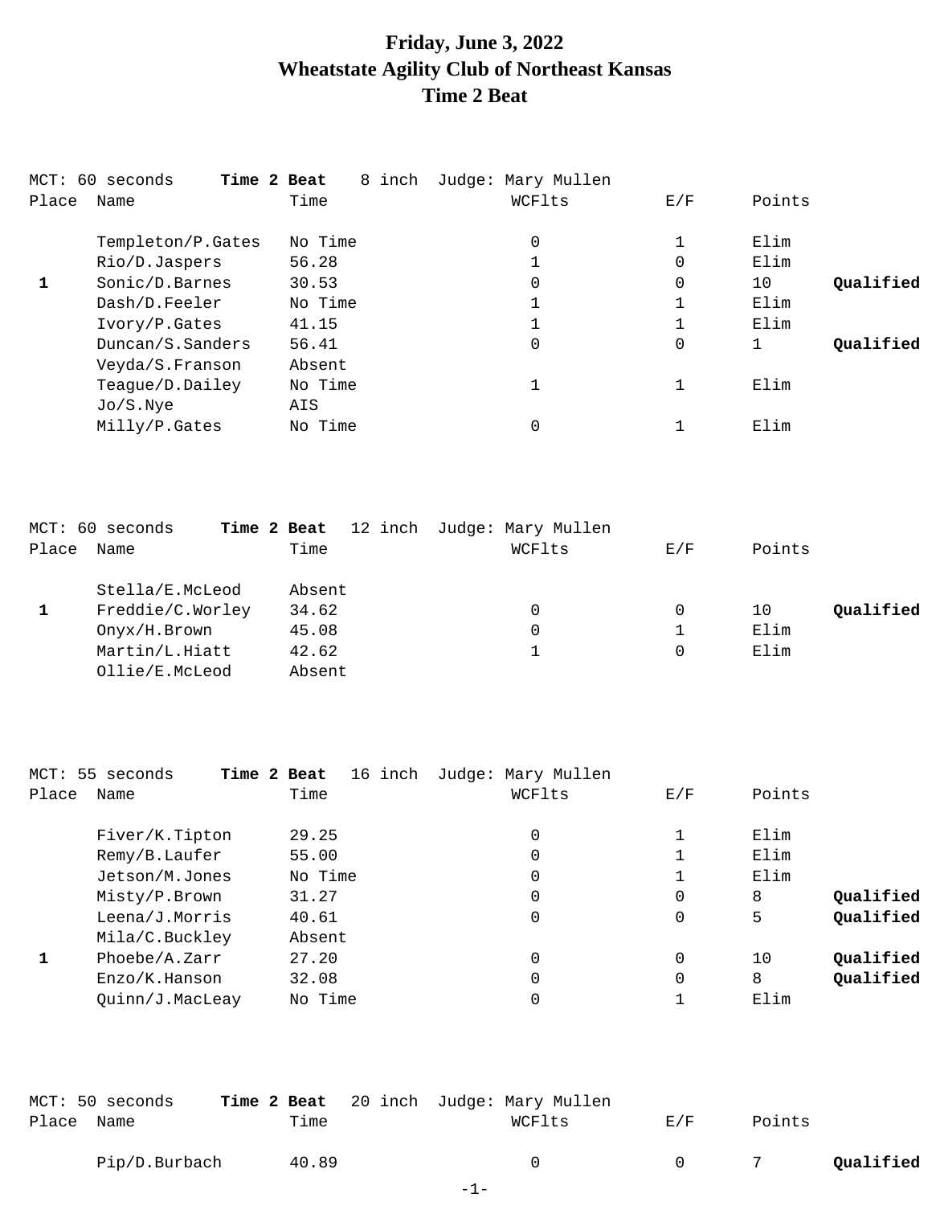# Friday, June 3, 2022
## Wheatstate Agility Club of Northeast Kansas
## Time 2 Beat

MCT: 60 seconds **Time 2 Beat** 8 inch Judge: Mary Mullen

| Place | Name | Time | WCFlts | E/F | Points | |
|---|---|---|---|---|---|---|
| | Templeton/P.Gates | No Time | 0 | 1 | Elim | |
| | Rio/D.Jaspers | 56.28 | 1 | 0 | Elim | |
| **1** | Sonic/D.Barnes | 30.53 | 0 | 0 | 10 | **Qualified** |
| | Dash/D.Feeler | No Time | 1 | 1 | Elim | |
| | Ivory/P.Gates | 41.15 | 1 | 1 | Elim | |
| | Duncan/S.Sanders | 56.41 | 0 | 0 | 1 | **Qualified** |
| | Veyda/S.Franson | Absent | | | | |
| | Teague/D.Dailey | No Time | 1 | 1 | Elim | |
| | Jo/S.Nye | AIS | | | | |
| | Milly/P.Gates | No Time | 0 | 1 | Elim | |

MCT: 60 seconds **Time 2 Beat** 12 inch Judge: Mary Mullen

| Place | Name | Time | WCFlts | E/F | Points | |
|---|---|---|---|---|---|---|
| | Stella/E.McLeod | Absent | | | | |
| **1** | Freddie/C.Worley | 34.62 | 0 | 0 | 10 | **Qualified** |
| | Onyx/H.Brown | 45.08 | 0 | 1 | Elim | |
| | Martin/L.Hiatt | 42.62 | 1 | 0 | Elim | |
| | Ollie/E.McLeod | Absent | | | | |

MCT: 55 seconds **Time 2 Beat** 16 inch Judge: Mary Mullen

| Place | Name | Time | WCFlts | E/F | Points | |
|---|---|---|---|---|---|---|
| | Fiver/K.Tipton | 29.25 | 0 | 1 | Elim | |
| | Remy/B.Laufer | 55.00 | 0 | 1 | Elim | |
| | Jetson/M.Jones | No Time | 0 | 1 | Elim | |
| | Misty/P.Brown | 31.27 | 0 | 0 | 8 | **Qualified** |
| | Leena/J.Morris | 40.61 | 0 | 0 | 5 | **Qualified** |
| | Mila/C.Buckley | Absent | | | | |
| **1** | Phoebe/A.Zarr | 27.20 | 0 | 0 | 10 | **Qualified** |
| | Enzo/K.Hanson | 32.08 | 0 | 0 | 8 | **Qualified** |
| | Quinn/J.MacLeay | No Time | 0 | 1 | Elim | |

MCT: 50 seconds **Time 2 Beat** 20 inch Judge: Mary Mullen

| Place | Name | Time | WCFlts | E/F | Points | |
|---|---|---|---|---|---|---|
| | Pip/D.Burbach | 40.89 | 0 | 0 | 7 | **Qualified** |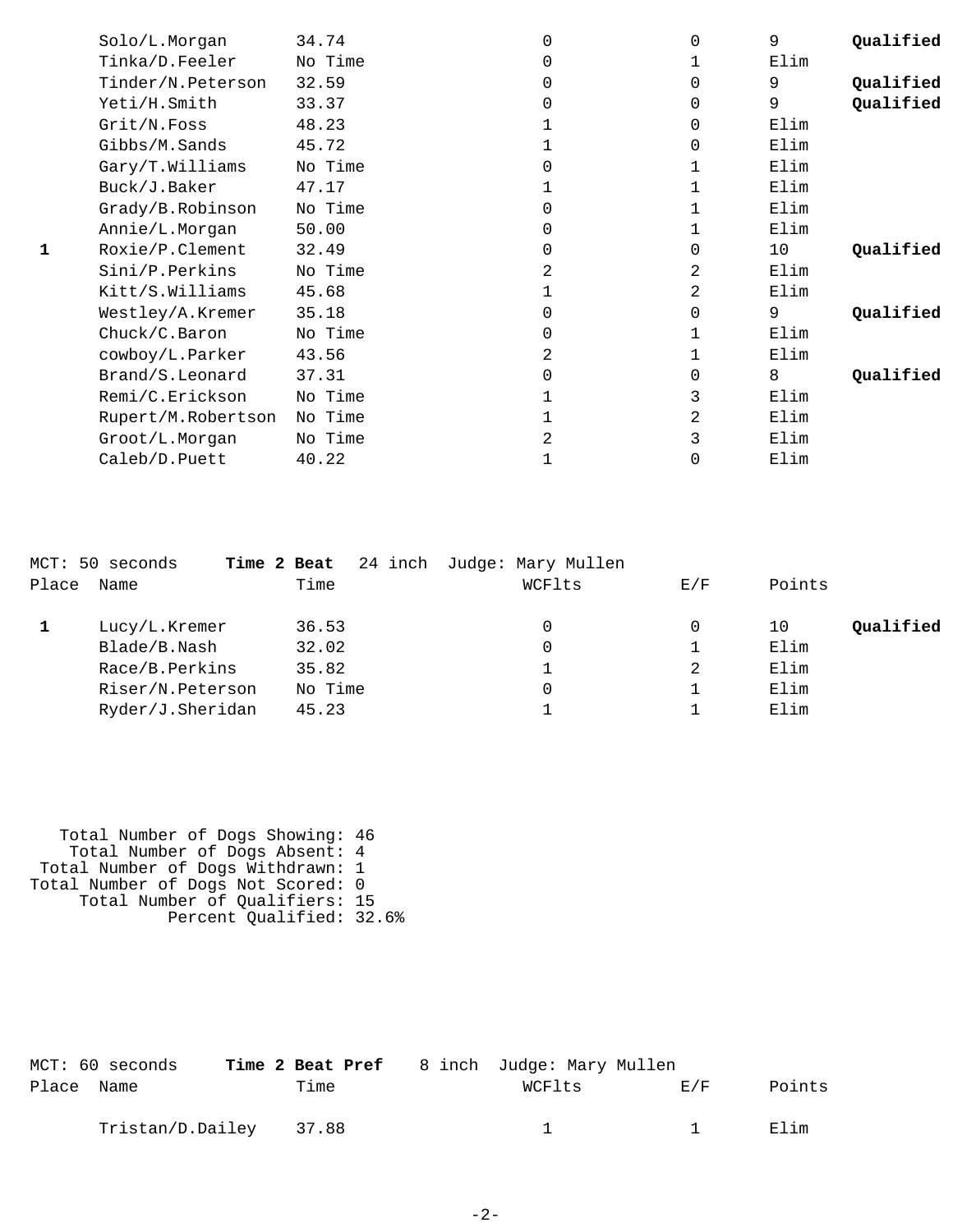| Place | Name | Time | WCFlts | E/F | Points | |
|---|---|---|---|---|---|---|
| | Solo/L.Morgan | 34.74 | 0 | 0 | 9 | **Qualified** |
| | Tinka/D.Feeler | No Time | 0 | 1 | Elim | |
| | Tinder/N.Peterson | 32.59 | 0 | 0 | 9 | **Qualified** |
| | Yeti/H.Smith | 33.37 | 0 | 0 | 9 | **Qualified** |
| | Grit/N.Foss | 48.23 | 1 | 0 | Elim | |
| | Gibbs/M.Sands | 45.72 | 1 | 0 | Elim | |
| | Gary/T.Williams | No Time | 0 | 1 | Elim | |
| | Buck/J.Baker | 47.17 | 1 | 1 | Elim | |
| | Grady/B.Robinson | No Time | 0 | 1 | Elim | |
| | Annie/L.Morgan | 50.00 | 0 | 1 | Elim | |
| **1** | Roxie/P.Clement | 32.49 | 0 | 0 | 10 | **Qualified** |
| | Sini/P.Perkins | No Time | 2 | 2 | Elim | |
| | Kitt/S.Williams | 45.68 | 1 | 2 | Elim | |
| | Westley/A.Kremer | 35.18 | 0 | 0 | 9 | **Qualified** |
| | Chuck/C.Baron | No Time | 0 | 1 | Elim | |
| | cowboy/L.Parker | 43.56 | 2 | 1 | Elim | |
| | Brand/S.Leonard | 37.31 | 0 | 0 | 8 | **Qualified** |
| | Remi/C.Erickson | No Time | 1 | 3 | Elim | |
| | Rupert/M.Robertson | No Time | 1 | 2 | Elim | |
| | Groot/L.Morgan | No Time | 2 | 3 | Elim | |
| | Caleb/D.Puett | 40.22 | 1 | 0 | Elim | |

MCT: 50 seconds **Time 2 Beat** 24 inch Judge: Mary Mullen

| Place | Name | Time | WCFlts | E/F | Points | |
|---|---|---|---|---|---|---|
| **1** | Lucy/L.Kremer | 36.53 | 0 | 0 | 10 | **Qualified** |
| | Blade/B.Nash | 32.02 | 0 | 1 | Elim | |
| | Race/B.Perkins | 35.82 | 1 | 2 | Elim | |
| | Riser/N.Peterson | No Time | 0 | 1 | Elim | |
| | Ryder/J.Sheridan | 45.23 | 1 | 1 | Elim | |

Total Number of Dogs Showing: 46
Total Number of Dogs Absent: 4
Total Number of Dogs Withdrawn: 1
Total Number of Dogs Not Scored: 0
Total Number of Qualifiers: 15
Percent Qualified: 32.6%

MCT: 60 seconds **Time 2 Beat Pref** 8 inch Judge: Mary Mullen

| Place | Name | Time | WCFlts | E/F | Points |
|---|---|---|---|---|---|
| | Tristan/D.Dailey | 37.88 | 1 | 1 | Elim |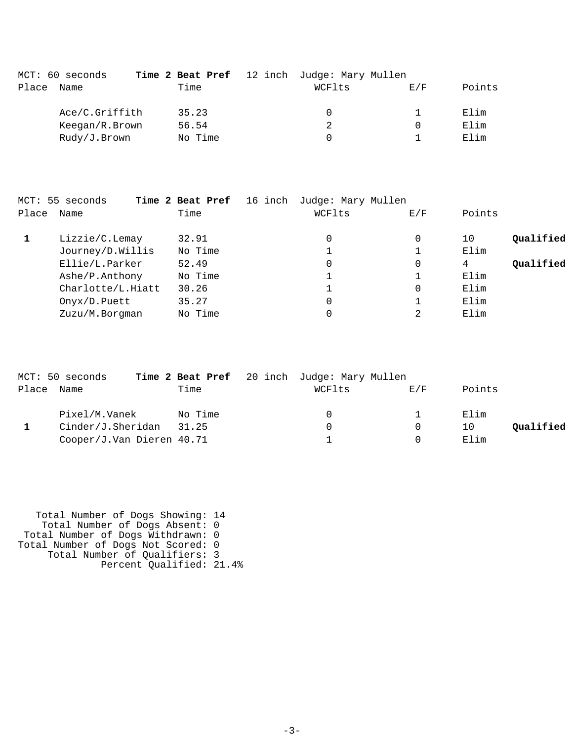MCT: 60 seconds **Time 2 Beat Pref** 12 inch Judge: Mary Mullen

| Place | Name | Time | WCFlts | E/F | Points | |
|---|---|---|---|---|---|---|
| | Ace/C.Griffith | 35.23 | 0 | 1 | Elim | |
| | Keegan/R.Brown | 56.54 | 2 | 0 | Elim | |
| | Rudy/J.Brown | No Time | 0 | 1 | Elim | |

MCT: 55 seconds **Time 2 Beat Pref** 16 inch Judge: Mary Mullen

| Place | Name | Time | WCFlts | E/F | Points | |
|---|---|---|---|---|---|---|
| **1** | Lizzie/C.Lemay | 32.91 | 0 | 0 | 10 | **Qualified** |
| | Journey/D.Willis | No Time | 1 | 1 | Elim | |
| | Ellie/L.Parker | 52.49 | 0 | 0 | 4 | **Qualified** |
| | Ashe/P.Anthony | No Time | 1 | 1 | Elim | |
| | Charlotte/L.Hiatt | 30.26 | 1 | 0 | Elim | |
| | Onyx/D.Puett | 35.27 | 0 | 1 | Elim | |
| | Zuzu/M.Borgman | No Time | 0 | 2 | Elim | |

MCT: 50 seconds **Time 2 Beat Pref** 20 inch Judge: Mary Mullen

| Place | Name | Time | WCFlts | E/F | Points | |
|---|---|---|---|---|---|---|
| | Pixel/M.Vanek | No Time | 0 | 1 | Elim | |
| **1** | Cinder/J.Sheridan | 31.25 | 0 | 0 | 10 | **Qualified** |
| | Cooper/J.Van Dieren | 40.71 | 1 | 0 | Elim | |

Total Number of Dogs Showing: 14
Total Number of Dogs Absent: 0
Total Number of Dogs Withdrawn: 0
Total Number of Dogs Not Scored: 0
Total Number of Qualifiers: 3
Percent Qualified: 21.4%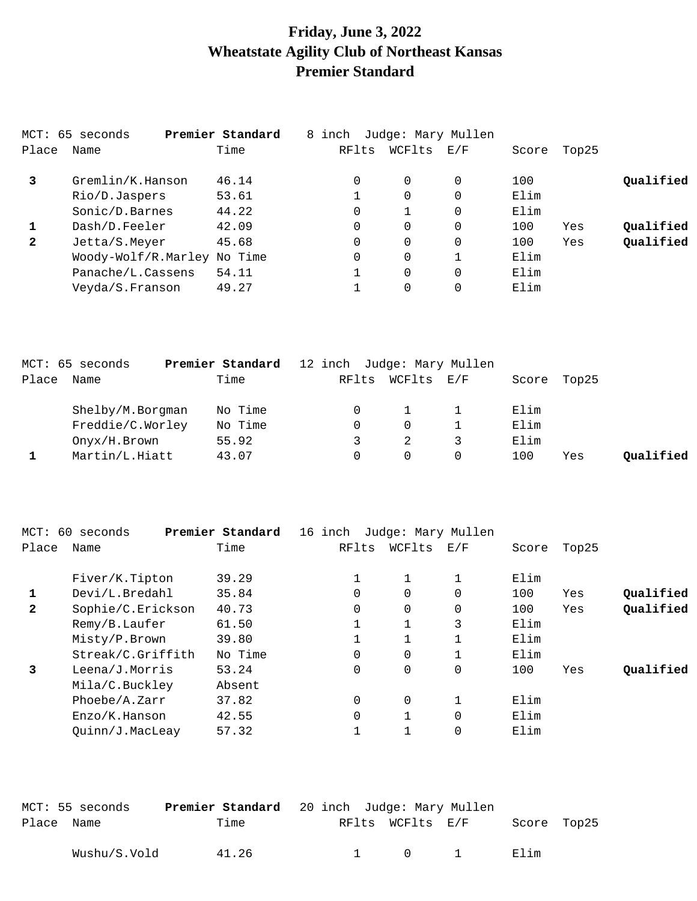# Friday, June 3, 2022
# Wheatstate Agility Club of Northeast Kansas
# Premier Standard

MCT: 65 seconds **Premier Standard** 8 inch Judge: Mary Mullen

| Place | Name | Time | RFlts | WCFlts | E/F | Score | Top25 | |
|---|---|---|---|---|---|---|---|---|
| **3** | Gremlin/K.Hanson | 46.14 | 0 | 0 | 0 | 100 | | **Qualified** |
| | Rio/D.Jaspers | 53.61 | 1 | 0 | 0 | Elim | | |
| | Sonic/D.Barnes | 44.22 | 0 | 1 | 0 | Elim | | |
| **1** | Dash/D.Feeler | 42.09 | 0 | 0 | 0 | 100 | Yes | **Qualified** |
| **2** | Jetta/S.Meyer | 45.68 | 0 | 0 | 0 | 100 | Yes | **Qualified** |
| | Woody-Wolf/R.Marley | No Time | 0 | 0 | 1 | Elim | | |
| | Panache/L.Cassens | 54.11 | 1 | 0 | 0 | Elim | | |
| | Veyda/S.Franson | 49.27 | 1 | 0 | 0 | Elim | | |

MCT: 65 seconds **Premier Standard** 12 inch Judge: Mary Mullen

| Place | Name | Time | RFlts | WCFlts | E/F | Score | Top25 | |
|---|---|---|---|---|---|---|---|---|
| | Shelby/M.Borgman | No Time | 0 | 1 | 1 | Elim | | |
| | Freddie/C.Worley | No Time | 0 | 0 | 1 | Elim | | |
| | Onyx/H.Brown | 55.92 | 3 | 2 | 3 | Elim | | |
| **1** | Martin/L.Hiatt | 43.07 | 0 | 0 | 0 | 100 | Yes | **Qualified** |

MCT: 60 seconds **Premier Standard** 16 inch Judge: Mary Mullen

| Place | Name | Time | RFlts | WCFlts | E/F | Score | Top25 | |
|---|---|---|---|---|---|---|---|---|
| | Fiver/K.Tipton | 39.29 | 1 | 1 | 1 | Elim | | |
| **1** | Devi/L.Bredahl | 35.84 | 0 | 0 | 0 | 100 | Yes | **Qualified** |
| **2** | Sophie/C.Erickson | 40.73 | 0 | 0 | 0 | 100 | Yes | **Qualified** |
| | Remy/B.Laufer | 61.50 | 1 | 1 | 3 | Elim | | |
| | Misty/P.Brown | 39.80 | 1 | 1 | 1 | Elim | | |
| | Streak/C.Griffith | No Time | 0 | 0 | 1 | Elim | | |
| **3** | Leena/J.Morris | 53.24 | 0 | 0 | 0 | 100 | Yes | **Qualified** |
| | Mila/C.Buckley | Absent | | | | | | |
| | Phoebe/A.Zarr | 37.82 | 0 | 0 | 1 | Elim | | |
| | Enzo/K.Hanson | 42.55 | 0 | 1 | 0 | Elim | | |
| | Quinn/J.MacLeay | 57.32 | 1 | 1 | 0 | Elim | | |

MCT: 55 seconds **Premier Standard** 20 inch Judge: Mary Mullen

| Place | Name | Time | RFlts | WCFlts | E/F | Score | Top25 | |
|---|---|---|---|---|---|---|---|---|
| | Wushu/S.Vold | 41.26 | 1 | 0 | 1 | Elim | | |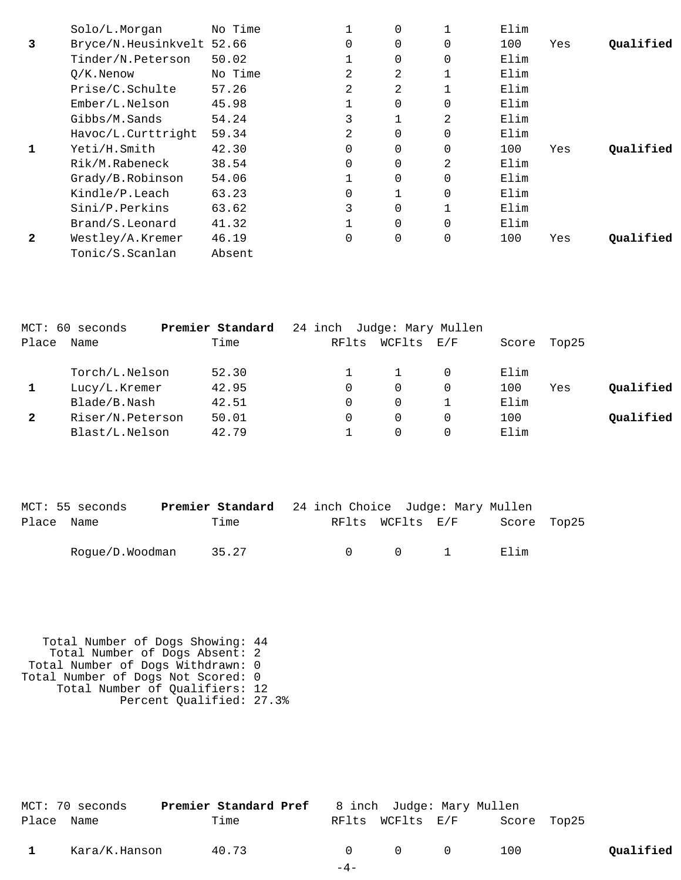| Place | Name | Time | RFlts | WCFlts | E/F | Score | Top25 | |
|---|---|---|---|---|---|---|---|---|
| | Solo/L.Morgan | No Time | 1 | 0 | 1 | Elim | | |
| **3** | Bryce/N.Heusinkvelt | 52.66 | 0 | 0 | 0 | 100 | Yes | **Qualified** |
| | Tinder/N.Peterson | 50.02 | 1 | 0 | 0 | Elim | | |
| | Q/K.Nenow | No Time | 2 | 2 | 1 | Elim | | |
| | Prise/C.Schulte | 57.26 | 2 | 2 | 1 | Elim | | |
| | Ember/L.Nelson | 45.98 | 1 | 0 | 0 | Elim | | |
| | Gibbs/M.Sands | 54.24 | 3 | 1 | 2 | Elim | | |
| | Havoc/L.Curttright | 59.34 | 2 | 0 | 0 | Elim | | |
| **1** | Yeti/H.Smith | 42.30 | 0 | 0 | 0 | 100 | Yes | **Qualified** |
| | Rik/M.Rabeneck | 38.54 | 0 | 0 | 2 | Elim | | |
| | Grady/B.Robinson | 54.06 | 1 | 0 | 0 | Elim | | |
| | Kindle/P.Leach | 63.23 | 0 | 1 | 0 | Elim | | |
| | Sini/P.Perkins | 63.62 | 3 | 0 | 1 | Elim | | |
| | Brand/S.Leonard | 41.32 | 1 | 0 | 0 | Elim | | |
| **2** | Westley/A.Kremer | 46.19 | 0 | 0 | 0 | 100 | Yes | **Qualified** |
| | Tonic/S.Scanlan | Absent | | | | | | |

MCT: 60 seconds **Premier Standard** 24 inch Judge: Mary Mullen

| Place | Name | Time | RFlts | WCFlts | E/F | Score | Top25 | |
|---|---|---|---|---|---|---|---|---|
| | Torch/L.Nelson | 52.30 | 1 | 1 | 0 | Elim | | |
| **1** | Lucy/L.Kremer | 42.95 | 0 | 0 | 0 | 100 | Yes | **Qualified** |
| | Blade/B.Nash | 42.51 | 0 | 0 | 1 | Elim | | |
| **2** | Riser/N.Peterson | 50.01 | 0 | 0 | 0 | 100 | | **Qualified** |
| | Blast/L.Nelson | 42.79 | 1 | 0 | 0 | Elim | | |

MCT: 55 seconds **Premier Standard** 24 inch Choice Judge: Mary Mullen

| Place | Name | Time | RFlts | WCFlts | E/F | Score | Top25 |
|---|---|---|---|---|---|---|---|
| | Rogue/D.Woodman | 35.27 | 0 | 0 | 1 | Elim | |

Total Number of Dogs Showing: 44
Total Number of Dogs Absent: 2
Total Number of Dogs Withdrawn: 0
Total Number of Dogs Not Scored: 0
Total Number of Qualifiers: 12
Percent Qualified: 27.3%

MCT: 70 seconds **Premier Standard Pref** 8 inch Judge: Mary Mullen

| Place | Name | Time | RFlts | WCFlts | E/F | Score | Top25 | |
|---|---|---|---|---|---|---|---|---|
| **1** | Kara/K.Hanson | 40.73 | 0 | 0 | 0 | 100 | | **Qualified** |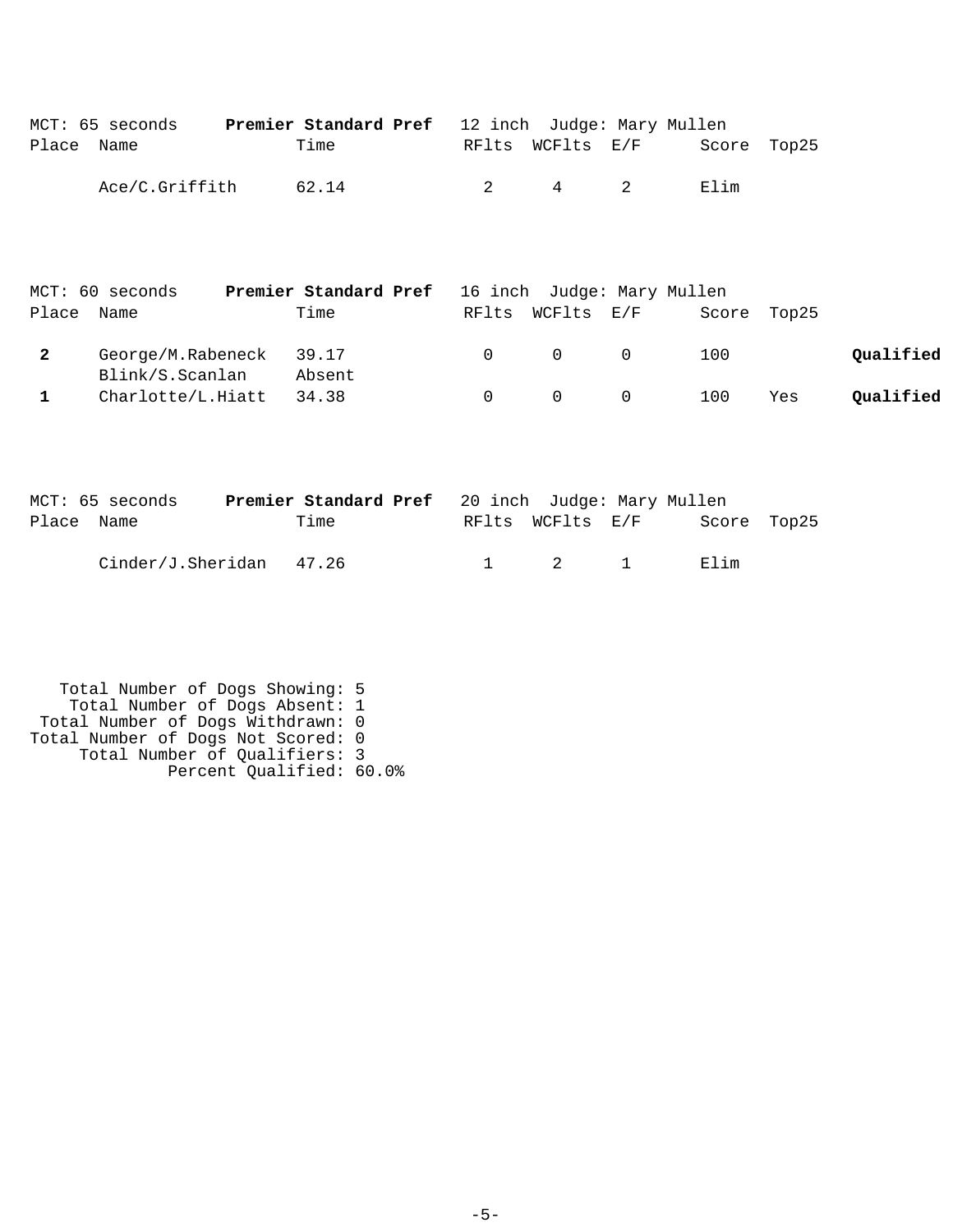MCT: 65 seconds **Premier Standard Pref** 12 inch Judge: Mary Mullen

| Place | Name | Time | RFlts | WCFlts | E/F | Score | Top25 | |
|---|---|---|---|---|---|---|---|---|
| | Ace/C.Griffith | 62.14 | 2 | 4 | 2 | Elim | | |

MCT: 60 seconds **Premier Standard Pref** 16 inch Judge: Mary Mullen

| Place | Name | Time | RFlts | WCFlts | E/F | Score | Top25 | |
|---|---|---|---|---|---|---|---|---|
| **2** | George/M.Rabeneck | 39.17 | 0 | 0 | 0 | 100 | | **Qualified** |
| | Blink/S.Scanlan | Absent | | | | | | |
| **1** | Charlotte/L.Hiatt | 34.38 | 0 | 0 | 0 | 100 | Yes | **Qualified** |

MCT: 65 seconds **Premier Standard Pref** 20 inch Judge: Mary Mullen

| Place | Name | Time | RFlts | WCFlts | E/F | Score | Top25 | |
|---|---|---|---|---|---|---|---|---|
| | Cinder/J.Sheridan | 47.26 | 1 | 2 | 1 | Elim | | |

Total Number of Dogs Showing: 5
Total Number of Dogs Absent: 1
Total Number of Dogs Withdrawn: 0
Total Number of Dogs Not Scored: 0
Total Number of Qualifiers: 3
Percent Qualified: 60.0%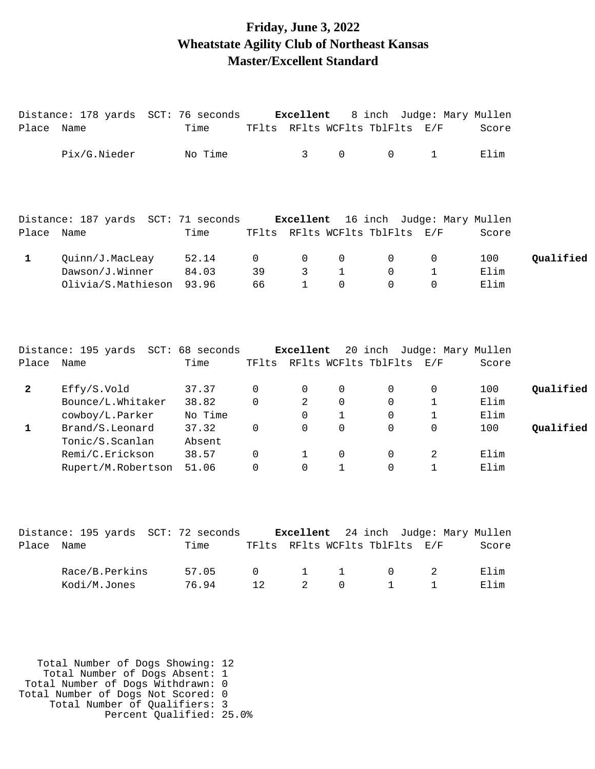# Friday, June 3, 2022
# Wheatstate Agility Club of Northeast Kansas
# Master/Excellent Standard

Distance: 178 yards SCT: 76 seconds **Excellent** 8 inch Judge: Mary Mullen

| Place | Name | Time | TFlts | RFlts | WCFlts | TblFlts | E/F | Score | |
|---|---|---|---|---|---|---|---|---|---|
| | Pix/G.Nieder | No Time | | 3 | 0 | 0 | 1 | Elim | |

Distance: 187 yards SCT: 71 seconds **Excellent** 16 inch Judge: Mary Mullen

| Place | Name | Time | TFlts | RFlts | WCFlts | TblFlts | E/F | Score | |
|---|---|---|---|---|---|---|---|---|---|
| **1** | Quinn/J.MacLeay | 52.14 | 0 | 0 | 0 | 0 | 0 | 100 | **Qualified** |
| | Dawson/J.Winner | 84.03 | 39 | 3 | 1 | 0 | 1 | Elim | |
| | Olivia/S.Mathieson | 93.96 | 66 | 1 | 0 | 0 | 0 | Elim | |

Distance: 195 yards SCT: 68 seconds **Excellent** 20 inch Judge: Mary Mullen

| Place | Name | Time | TFlts | RFlts | WCFlts | TblFlts | E/F | Score | |
|---|---|---|---|---|---|---|---|---|---|
| **2** | Effy/S.Vold | 37.37 | 0 | 0 | 0 | 0 | 0 | 100 | **Qualified** |
| | Bounce/L.Whitaker | 38.82 | 0 | 2 | 0 | 0 | 1 | Elim | |
| | cowboy/L.Parker | No Time | | 0 | 1 | 0 | 1 | Elim | |
| **1** | Brand/S.Leonard | 37.32 | 0 | 0 | 0 | 0 | 0 | 100 | **Qualified** |
| | Tonic/S.Scanlan | Absent | | | | | | | |
| | Remi/C.Erickson | 38.57 | 0 | 1 | 0 | 0 | 2 | Elim | |
| | Rupert/M.Robertson | 51.06 | 0 | 0 | 1 | 0 | 1 | Elim | |

Distance: 195 yards SCT: 72 seconds **Excellent** 24 inch Judge: Mary Mullen

| Place | Name | Time | TFlts | RFlts | WCFlts | TblFlts | E/F | Score | |
|---|---|---|---|---|---|---|---|---|---|
| | Race/B.Perkins | 57.05 | 0 | 1 | 1 | 0 | 2 | Elim | |
| | Kodi/M.Jones | 76.94 | 12 | 2 | 0 | 1 | 1 | Elim | |

Total Number of Dogs Showing: 12
Total Number of Dogs Absent: 1
Total Number of Dogs Withdrawn: 0
Total Number of Dogs Not Scored: 0
Total Number of Qualifiers: 3
Percent Qualified: 25.0%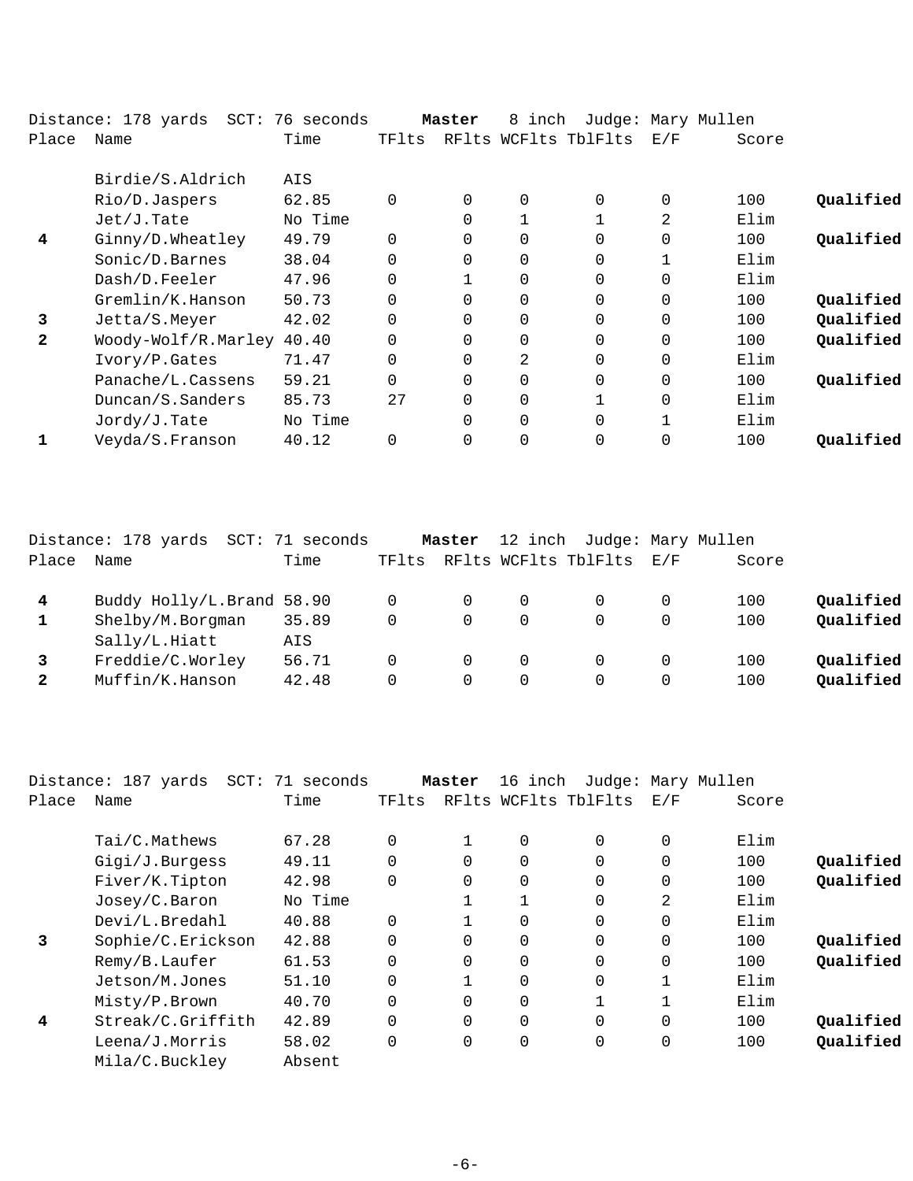Distance: 178 yards SCT: 76 seconds **Master** 8 inch Judge: Mary Mullen

| Place | Name | Time | TFlts | RFlts | WCFlts | TblFlts | E/F | Score | |
|---|---|---|---|---|---|---|---|---|---|
| | Birdie/S.Aldrich | AIS | | | | | | | |
| | Rio/D.Jaspers | 62.85 | 0 | 0 | 0 | 0 | 0 | 100 | **Qualified** |
| | Jet/J.Tate | No Time | | 0 | 1 | 1 | 2 | Elim | |
| **4** | Ginny/D.Wheatley | 49.79 | 0 | 0 | 0 | 0 | 0 | 100 | **Qualified** |
| | Sonic/D.Barnes | 38.04 | 0 | 0 | 0 | 0 | 1 | Elim | |
| | Dash/D.Feeler | 47.96 | 0 | 1 | 0 | 0 | 0 | Elim | |
| | Gremlin/K.Hanson | 50.73 | 0 | 0 | 0 | 0 | 0 | 100 | **Qualified** |
| **3** | Jetta/S.Meyer | 42.02 | 0 | 0 | 0 | 0 | 0 | 100 | **Qualified** |
| **2** | Woody-Wolf/R.Marley | 40.40 | 0 | 0 | 0 | 0 | 0 | 100 | **Qualified** |
| | Ivory/P.Gates | 71.47 | 0 | 0 | 2 | 0 | 0 | Elim | |
| | Panache/L.Cassens | 59.21 | 0 | 0 | 0 | 0 | 0 | 100 | **Qualified** |
| | Duncan/S.Sanders | 85.73 | 27 | 0 | 0 | 1 | 0 | Elim | |
| | Jordy/J.Tate | No Time | | 0 | 0 | 0 | 1 | Elim | |
| **1** | Veyda/S.Franson | 40.12 | 0 | 0 | 0 | 0 | 0 | 100 | **Qualified** |

Distance: 178 yards SCT: 71 seconds **Master** 12 inch Judge: Mary Mullen

| Place | Name | Time | TFlts | RFlts | WCFlts | TblFlts | E/F | Score | |
|---|---|---|---|---|---|---|---|---|---|
| **4** | Buddy Holly/L.Brand | 58.90 | 0 | 0 | 0 | 0 | 0 | 100 | **Qualified** |
| **1** | Shelby/M.Borgman | 35.89 | 0 | 0 | 0 | 0 | 0 | 100 | **Qualified** |
| | Sally/L.Hiatt | AIS | | | | | | | |
| **3** | Freddie/C.Worley | 56.71 | 0 | 0 | 0 | 0 | 0 | 100 | **Qualified** |
| **2** | Muffin/K.Hanson | 42.48 | 0 | 0 | 0 | 0 | 0 | 100 | **Qualified** |

Distance: 187 yards SCT: 71 seconds **Master** 16 inch Judge: Mary Mullen

| Place | Name | Time | TFlts | RFlts | WCFlts | TblFlts | E/F | Score | |
|---|---|---|---|---|---|---|---|---|---|
| | Tai/C.Mathews | 67.28 | 0 | 1 | 0 | 0 | 0 | Elim | |
| | Gigi/J.Burgess | 49.11 | 0 | 0 | 0 | 0 | 0 | 100 | **Qualified** |
| | Fiver/K.Tipton | 42.98 | 0 | 0 | 0 | 0 | 0 | 100 | **Qualified** |
| | Josey/C.Baron | No Time | | 1 | 1 | 0 | 2 | Elim | |
| | Devi/L.Bredahl | 40.88 | 0 | 1 | 0 | 0 | 0 | Elim | |
| **3** | Sophie/C.Erickson | 42.88 | 0 | 0 | 0 | 0 | 0 | 100 | **Qualified** |
| | Remy/B.Laufer | 61.53 | 0 | 0 | 0 | 0 | 0 | 100 | **Qualified** |
| | Jetson/M.Jones | 51.10 | 0 | 1 | 0 | 0 | 1 | Elim | |
| | Misty/P.Brown | 40.70 | 0 | 0 | 0 | 1 | 1 | Elim | |
| **4** | Streak/C.Griffith | 42.89 | 0 | 0 | 0 | 0 | 0 | 100 | **Qualified** |
| | Leena/J.Morris | 58.02 | 0 | 0 | 0 | 0 | 0 | 100 | **Qualified** |
| | Mila/C.Buckley | Absent | | | | | | | |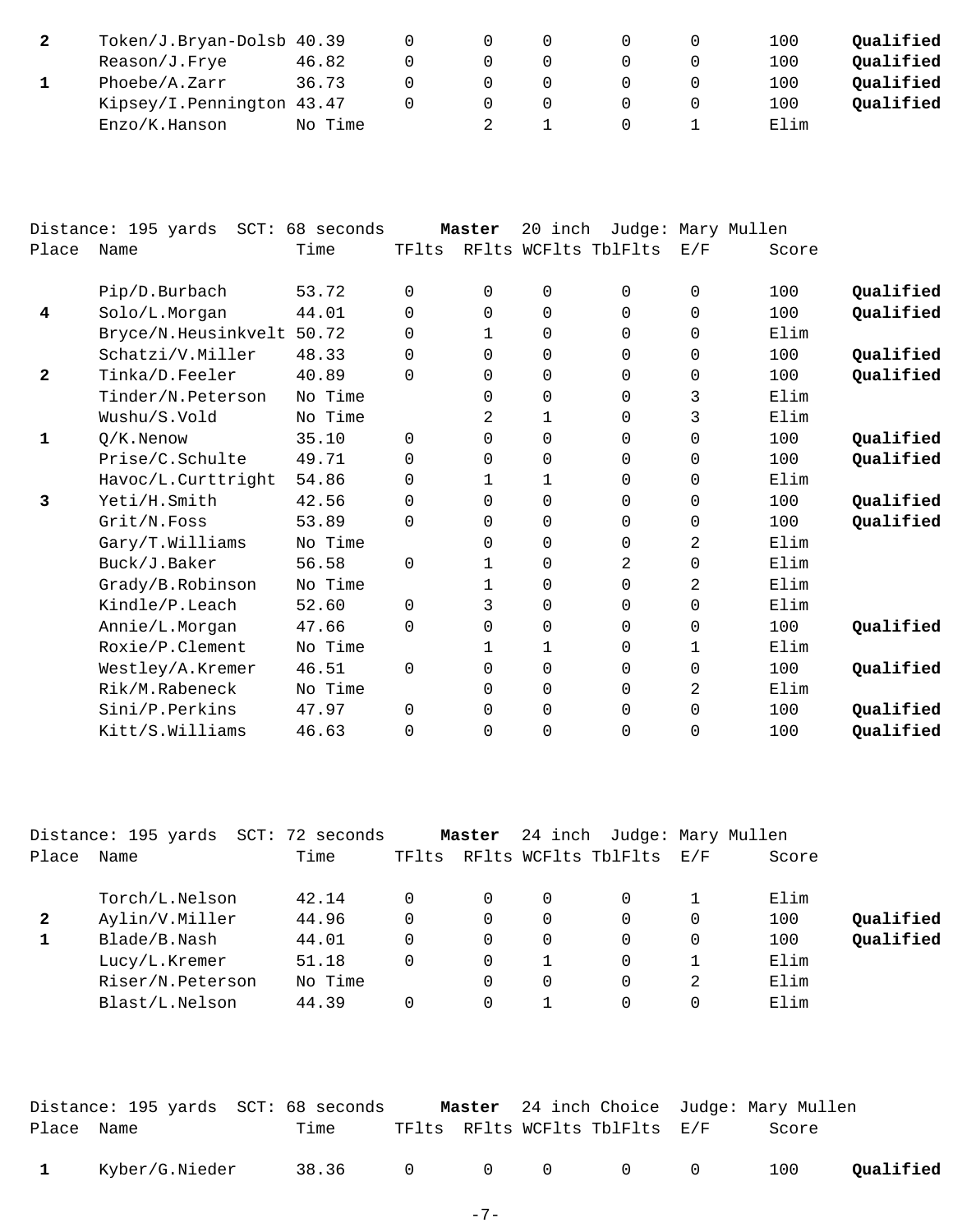| Place | Name | Time | TFlts | RFlts | WCFlts | TblFlts | E/F | Score | |
|---|---|---|---|---|---|---|---|---|---|
| **2** | Token/J.Bryan-Dolsb | 40.39 | 0 | 0 | 0 | 0 | 0 | 100 | **Qualified** |
| | Reason/J.Frye | 46.82 | 0 | 0 | 0 | 0 | 0 | 100 | **Qualified** |
| **1** | Phoebe/A.Zarr | 36.73 | 0 | 0 | 0 | 0 | 0 | 100 | **Qualified** |
| | Kipsey/I.Pennington | 43.47 | 0 | 0 | 0 | 0 | 0 | 100 | **Qualified** |
| | Enzo/K.Hanson | No Time | | 2 | 1 | 0 | 1 | Elim | |

Distance: 195 yards SCT: 68 seconds **Master** 20 inch Judge: Mary Mullen

| Place | Name | Time | TFlts | RFlts | WCFlts | TblFlts | E/F | Score | |
|---|---|---|---|---|---|---|---|---|---|
| | Pip/D.Burbach | 53.72 | 0 | 0 | 0 | 0 | 0 | 100 | **Qualified** |
| **4** | Solo/L.Morgan | 44.01 | 0 | 0 | 0 | 0 | 0 | 100 | **Qualified** |
| | Bryce/N.Heusinkvelt | 50.72 | 0 | 1 | 0 | 0 | 0 | Elim | |
| | Schatzi/V.Miller | 48.33 | 0 | 0 | 0 | 0 | 0 | 100 | **Qualified** |
| **2** | Tinka/D.Feeler | 40.89 | 0 | 0 | 0 | 0 | 0 | 100 | **Qualified** |
| | Tinder/N.Peterson | No Time | | 0 | 0 | 0 | 3 | Elim | |
| | Wushu/S.Vold | No Time | | 2 | 1 | 0 | 3 | Elim | |
| **1** | Q/K.Nenow | 35.10 | 0 | 0 | 0 | 0 | 0 | 100 | **Qualified** |
| | Prise/C.Schulte | 49.71 | 0 | 0 | 0 | 0 | 0 | 100 | **Qualified** |
| | Havoc/L.Curttright | 54.86 | 0 | 1 | 1 | 0 | 0 | Elim | |
| **3** | Yeti/H.Smith | 42.56 | 0 | 0 | 0 | 0 | 0 | 100 | **Qualified** |
| | Grit/N.Foss | 53.89 | 0 | 0 | 0 | 0 | 0 | 100 | **Qualified** |
| | Gary/T.Williams | No Time | | 0 | 0 | 0 | 2 | Elim | |
| | Buck/J.Baker | 56.58 | 0 | 1 | 0 | 2 | 0 | Elim | |
| | Grady/B.Robinson | No Time | | 1 | 0 | 0 | 2 | Elim | |
| | Kindle/P.Leach | 52.60 | 0 | 3 | 0 | 0 | 0 | Elim | |
| | Annie/L.Morgan | 47.66 | 0 | 0 | 0 | 0 | 0 | 100 | **Qualified** |
| | Roxie/P.Clement | No Time | | 1 | 1 | 0 | 1 | Elim | |
| | Westley/A.Kremer | 46.51 | 0 | 0 | 0 | 0 | 0 | 100 | **Qualified** |
| | Rik/M.Rabeneck | No Time | | 0 | 0 | 0 | 2 | Elim | |
| | Sini/P.Perkins | 47.97 | 0 | 0 | 0 | 0 | 0 | 100 | **Qualified** |
| | Kitt/S.Williams | 46.63 | 0 | 0 | 0 | 0 | 0 | 100 | **Qualified** |

Distance: 195 yards SCT: 72 seconds **Master** 24 inch Judge: Mary Mullen

| Place | Name | Time | TFlts | RFlts | WCFlts | TblFlts | E/F | Score | |
|---|---|---|---|---|---|---|---|---|---|
| | Torch/L.Nelson | 42.14 | 0 | 0 | 0 | 0 | 1 | Elim | |
| **2** | Aylin/V.Miller | 44.96 | 0 | 0 | 0 | 0 | 0 | 100 | **Qualified** |
| **1** | Blade/B.Nash | 44.01 | 0 | 0 | 0 | 0 | 0 | 100 | **Qualified** |
| | Lucy/L.Kremer | 51.18 | 0 | 0 | 1 | 0 | 1 | Elim | |
| | Riser/N.Peterson | No Time | | 0 | 0 | 0 | 2 | Elim | |
| | Blast/L.Nelson | 44.39 | 0 | 0 | 1 | 0 | 0 | Elim | |

Distance: 195 yards SCT: 68 seconds **Master** 24 inch Choice Judge: Mary Mullen

| Place | Name | Time | TFlts | RFlts | WCFlts | TblFlts | E/F | Score | |
|---|---|---|---|---|---|---|---|---|---|
| **1** | Kyber/G.Nieder | 38.36 | 0 | 0 | 0 | 0 | 0 | 100 | **Qualified** |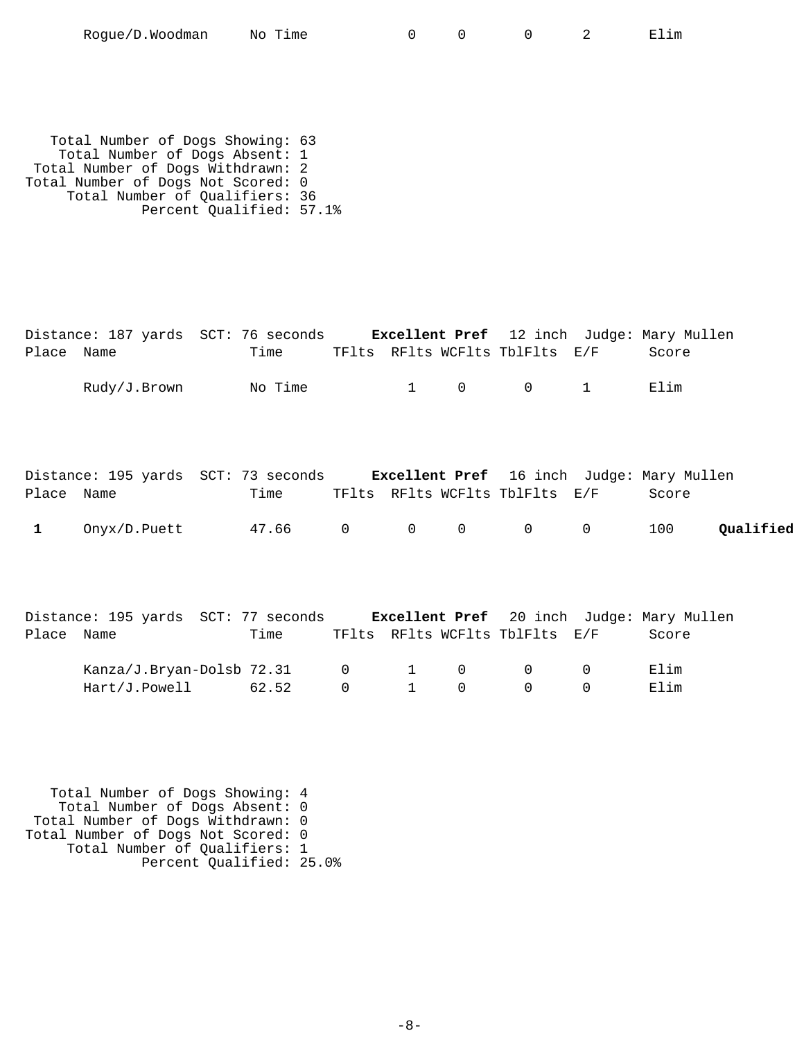| Place | Name | Time | TFlts | RFlts | WCFlts | TblFlts | E/F | Score | |
|---|---|---|---|---|---|---|---|---|---|
| | Rogue/D.Woodman | No Time | | 0 | 0 | 0 | 2 | Elim | |

Total Number of Dogs Showing: 63
Total Number of Dogs Absent: 1
Total Number of Dogs Withdrawn: 2
Total Number of Dogs Not Scored: 0
Total Number of Qualifiers: 36
Percent Qualified: 57.1%

Distance: 187 yards SCT: 76 seconds **Excellent Pref** 12 inch Judge: Mary Mullen

| Place | Name | Time | TFlts | RFlts | WCFlts | TblFlts | E/F | Score | |
|---|---|---|---|---|---|---|---|---|---|
| | Rudy/J.Brown | No Time | | 1 | 0 | 0 | 1 | Elim | |

Distance: 195 yards SCT: 73 seconds **Excellent Pref** 16 inch Judge: Mary Mullen

| Place | Name | Time | TFlts | RFlts | WCFlts | TblFlts | E/F | Score | |
|---|---|---|---|---|---|---|---|---|---|
| **1** | Onyx/D.Puett | 47.66 | 0 | 0 | 0 | 0 | 0 | 100 | **Qualified** |

Distance: 195 yards SCT: 77 seconds **Excellent Pref** 20 inch Judge: Mary Mullen

| Place | Name | Time | TFlts | RFlts | WCFlts | TblFlts | E/F | Score | |
|---|---|---|---|---|---|---|---|---|---|
| | Kanza/J.Bryan-Dolsb | 72.31 | 0 | 1 | 0 | 0 | 0 | Elim | |
| | Hart/J.Powell | 62.52 | 0 | 1 | 0 | 0 | 0 | Elim | |

Total Number of Dogs Showing: 4
Total Number of Dogs Absent: 0
Total Number of Dogs Withdrawn: 0
Total Number of Dogs Not Scored: 0
Total Number of Qualifiers: 1
Percent Qualified: 25.0%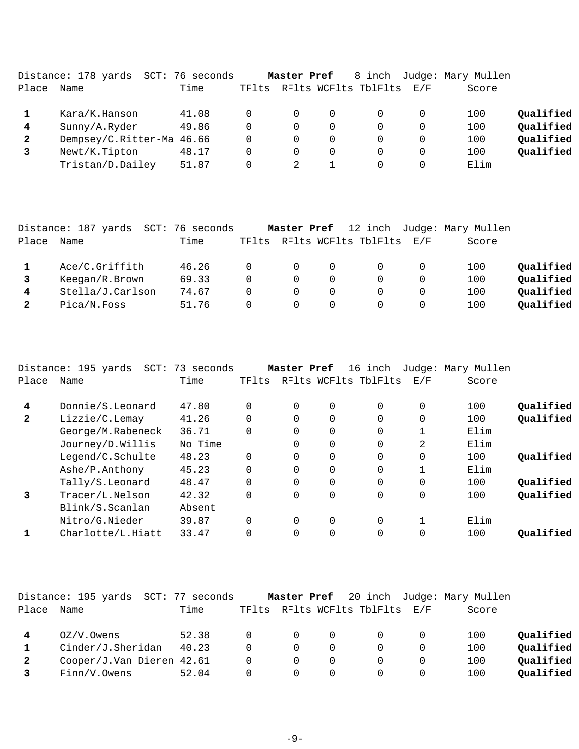Distance: 178 yards SCT: 76 seconds **Master Pref** 8 inch Judge: Mary Mullen

| Place | Name | Time | TFlts | RFlts | WCFlts | TblFlts | E/F | Score | |
|---|---|---|---|---|---|---|---|---|---|
| **1** | Kara/K.Hanson | 41.08 | 0 | 0 | 0 | 0 | 0 | 100 | **Qualified** |
| **4** | Sunny/A.Ryder | 49.86 | 0 | 0 | 0 | 0 | 0 | 100 | **Qualified** |
| **2** | Dempsey/C.Ritter-Ma | 46.66 | 0 | 0 | 0 | 0 | 0 | 100 | **Qualified** |
| **3** | Newt/K.Tipton | 48.17 | 0 | 0 | 0 | 0 | 0 | 100 | **Qualified** |
| | Tristan/D.Dailey | 51.87 | 0 | 2 | 1 | 0 | 0 | Elim | |

Distance: 187 yards SCT: 76 seconds **Master Pref** 12 inch Judge: Mary Mullen

| Place | Name | Time | TFlts | RFlts | WCFlts | TblFlts | E/F | Score | |
|---|---|---|---|---|---|---|---|---|---|
| **1** | Ace/C.Griffith | 46.26 | 0 | 0 | 0 | 0 | 0 | 100 | **Qualified** |
| **3** | Keegan/R.Brown | 69.33 | 0 | 0 | 0 | 0 | 0 | 100 | **Qualified** |
| **4** | Stella/J.Carlson | 74.67 | 0 | 0 | 0 | 0 | 0 | 100 | **Qualified** |
| **2** | Pica/N.Foss | 51.76 | 0 | 0 | 0 | 0 | 0 | 100 | **Qualified** |

Distance: 195 yards SCT: 73 seconds **Master Pref** 16 inch Judge: Mary Mullen

| Place | Name | Time | TFlts | RFlts | WCFlts | TblFlts | E/F | Score | |
|---|---|---|---|---|---|---|---|---|---|
| **4** | Donnie/S.Leonard | 47.80 | 0 | 0 | 0 | 0 | 0 | 100 | **Qualified** |
| **2** | Lizzie/C.Lemay | 41.26 | 0 | 0 | 0 | 0 | 0 | 100 | **Qualified** |
| | George/M.Rabeneck | 36.71 | 0 | 0 | 0 | 0 | 1 | Elim | |
| | Journey/D.Willis | No Time | | 0 | 0 | 0 | 2 | Elim | |
| | Legend/C.Schulte | 48.23 | 0 | 0 | 0 | 0 | 0 | 100 | **Qualified** |
| | Ashe/P.Anthony | 45.23 | 0 | 0 | 0 | 0 | 1 | Elim | |
| | Tally/S.Leonard | 48.47 | 0 | 0 | 0 | 0 | 0 | 100 | **Qualified** |
| **3** | Tracer/L.Nelson | 42.32 | 0 | 0 | 0 | 0 | 0 | 100 | **Qualified** |
| | Blink/S.Scanlan | Absent | | | | | | | |
| | Nitro/G.Nieder | 39.87 | 0 | 0 | 0 | 0 | 1 | Elim | |
| **1** | Charlotte/L.Hiatt | 33.47 | 0 | 0 | 0 | 0 | 0 | 100 | **Qualified** |

Distance: 195 yards SCT: 77 seconds **Master Pref** 20 inch Judge: Mary Mullen

| Place | Name | Time | TFlts | RFlts | WCFlts | TblFlts | E/F | Score | |
|---|---|---|---|---|---|---|---|---|---|
| **4** | OZ/V.Owens | 52.38 | 0 | 0 | 0 | 0 | 0 | 100 | **Qualified** |
| **1** | Cinder/J.Sheridan | 40.23 | 0 | 0 | 0 | 0 | 0 | 100 | **Qualified** |
| **2** | Cooper/J.Van Dieren | 42.61 | 0 | 0 | 0 | 0 | 0 | 100 | **Qualified** |
| **3** | Finn/V.Owens | 52.04 | 0 | 0 | 0 | 0 | 0 | 100 | **Qualified** |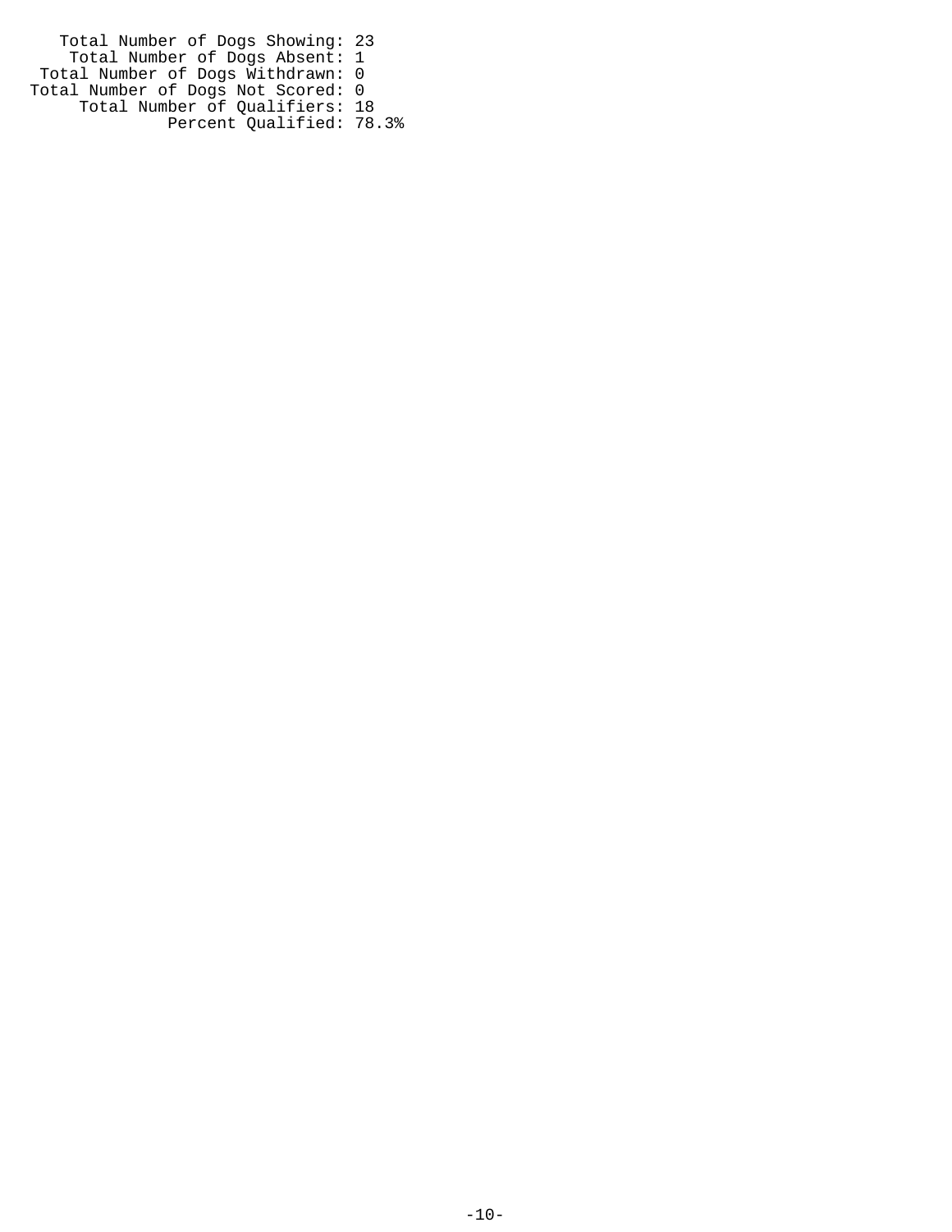Total Number of Dogs Showing: 23
Total Number of Dogs Absent: 1
Total Number of Dogs Withdrawn: 0
Total Number of Dogs Not Scored: 0
Total Number of Qualifiers: 18
Percent Qualified: 78.3%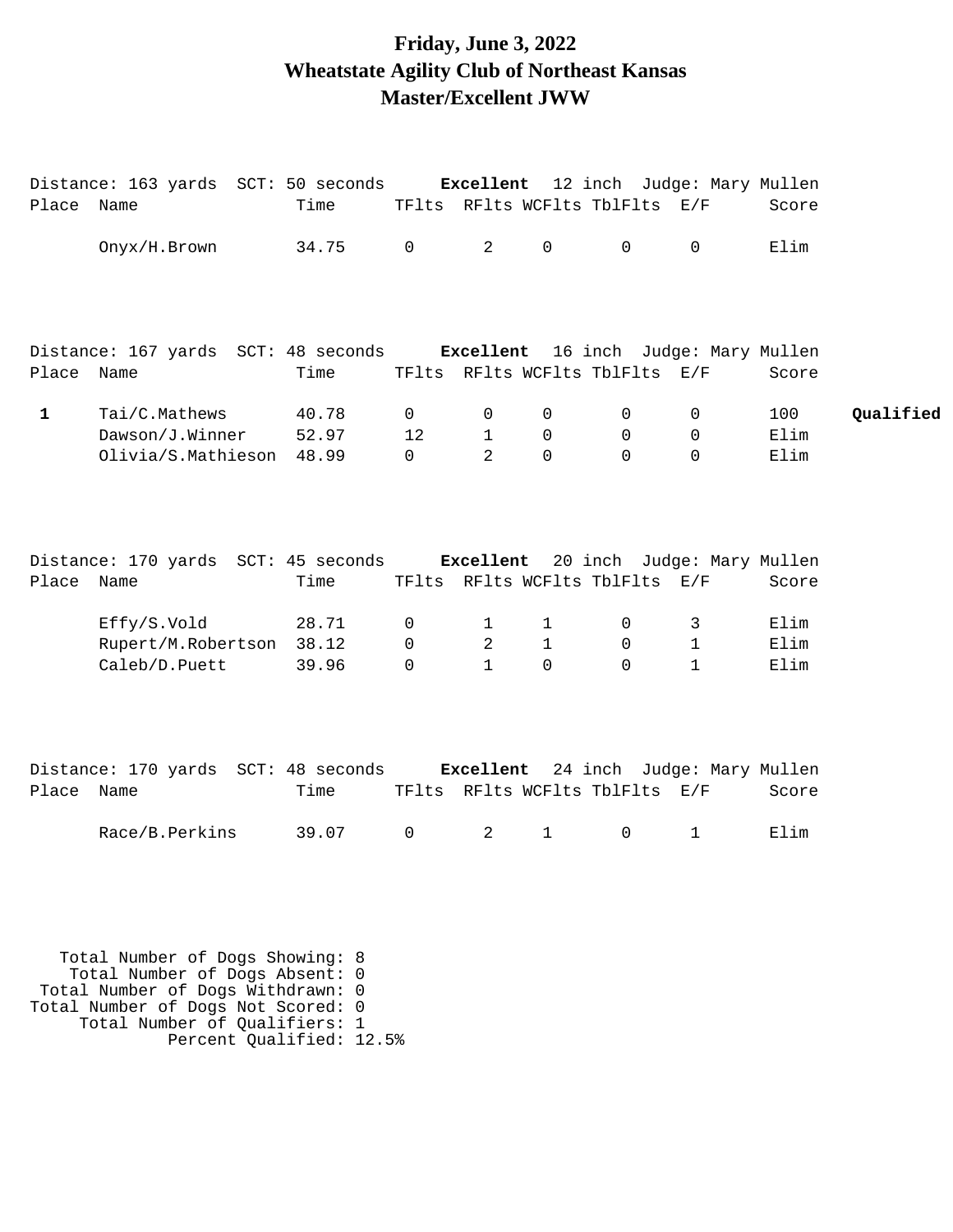# Friday, June 3, 2022
# Wheatstate Agility Club of Northeast Kansas
# Master/Excellent JWW

Distance: 163 yards  SCT: 50 seconds  **Excellent** 12 inch  Judge: Mary Mullen

| Place | Name | Time | TFlts | RFlts | WCFlts | TblFlts | E/F | Score | |
|---|---|---|---|---|---|---|---|---|---|
| | Onyx/H.Brown | 34.75 | 0 | 2 | 0 | 0 | 0 | Elim | |

Distance: 167 yards  SCT: 48 seconds  **Excellent** 16 inch  Judge: Mary Mullen

| Place | Name | Time | TFlts | RFlts | WCFlts | TblFlts | E/F | Score | |
|---|---|---|---|---|---|---|---|---|---|
| **1** | Tai/C.Mathews | 40.78 | 0 | 0 | 0 | 0 | 0 | 100 | **Qualified** |
| | Dawson/J.Winner | 52.97 | 12 | 1 | 0 | 0 | 0 | Elim | |
| | Olivia/S.Mathieson | 48.99 | 0 | 2 | 0 | 0 | 0 | Elim | |

Distance: 170 yards  SCT: 45 seconds  **Excellent** 20 inch  Judge: Mary Mullen

| Place | Name | Time | TFlts | RFlts | WCFlts | TblFlts | E/F | Score | |
|---|---|---|---|---|---|---|---|---|---|
| | Effy/S.Vold | 28.71 | 0 | 1 | 1 | 0 | 3 | Elim | |
| | Rupert/M.Robertson | 38.12 | 0 | 2 | 1 | 0 | 1 | Elim | |
| | Caleb/D.Puett | 39.96 | 0 | 1 | 0 | 0 | 1 | Elim | |

Distance: 170 yards  SCT: 48 seconds  **Excellent** 24 inch  Judge: Mary Mullen

| Place | Name | Time | TFlts | RFlts | WCFlts | TblFlts | E/F | Score | |
|---|---|---|---|---|---|---|---|---|---|
| | Race/B.Perkins | 39.07 | 0 | 2 | 1 | 0 | 1 | Elim | |

Total Number of Dogs Showing: 8
Total Number of Dogs Absent: 0
Total Number of Dogs Withdrawn: 0
Total Number of Dogs Not Scored: 0
Total Number of Qualifiers: 1
Percent Qualified: 12.5%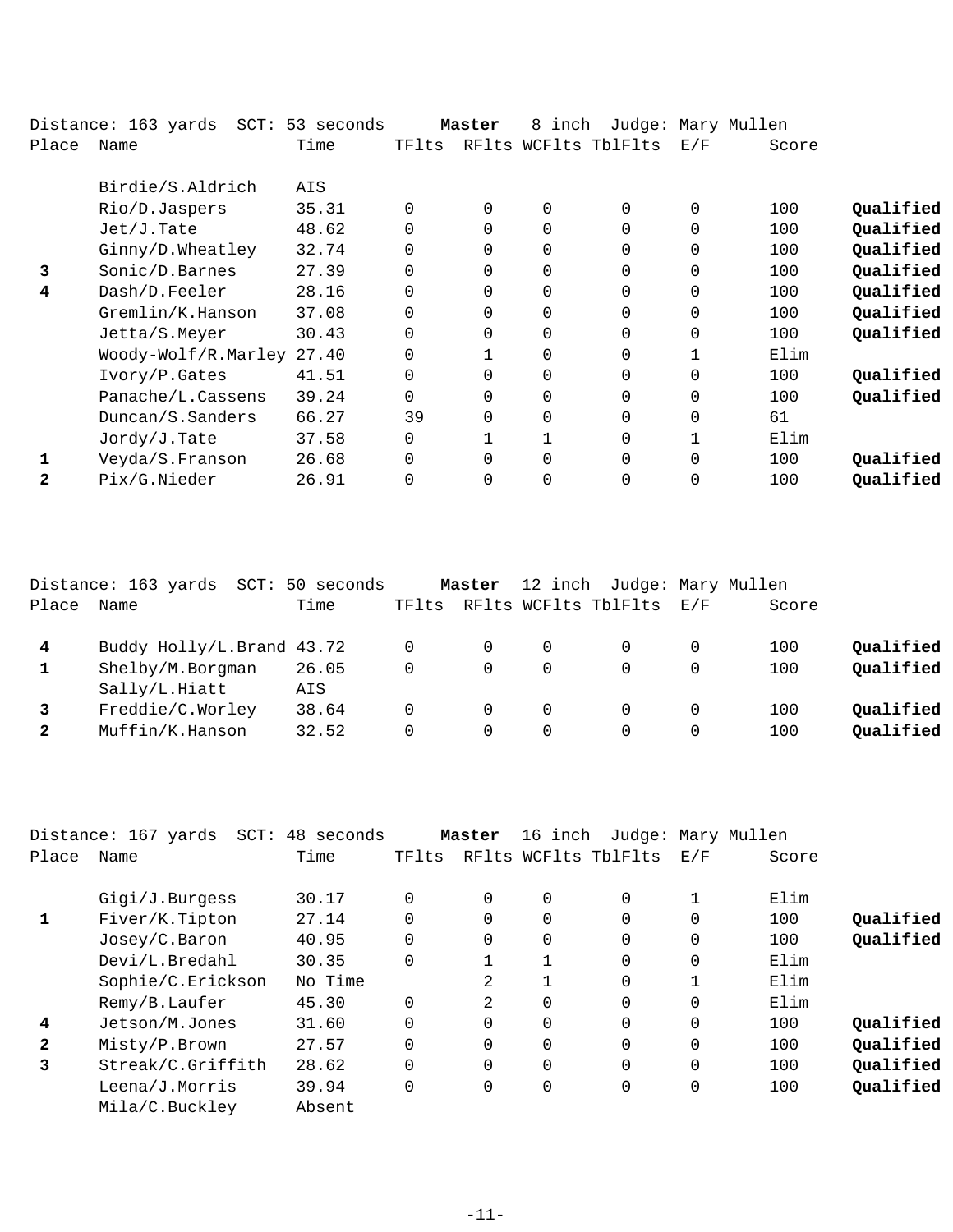Distance: 163 yards SCT: 53 seconds **Master** 8 inch Judge: Mary Mullen

| Place | Name | Time | TFlts | RFlts | WCFlts | TblFlts | E/F | Score | |
|---|---|---|---|---|---|---|---|---|---|
| | Birdie/S.Aldrich | AIS | | | | | | | |
| | Rio/D.Jaspers | 35.31 | 0 | 0 | 0 | 0 | 0 | 100 | **Qualified** |
| | Jet/J.Tate | 48.62 | 0 | 0 | 0 | 0 | 0 | 100 | **Qualified** |
| | Ginny/D.Wheatley | 32.74 | 0 | 0 | 0 | 0 | 0 | 100 | **Qualified** |
| **3** | Sonic/D.Barnes | 27.39 | 0 | 0 | 0 | 0 | 0 | 100 | **Qualified** |
| **4** | Dash/D.Feeler | 28.16 | 0 | 0 | 0 | 0 | 0 | 100 | **Qualified** |
| | Gremlin/K.Hanson | 37.08 | 0 | 0 | 0 | 0 | 0 | 100 | **Qualified** |
| | Jetta/S.Meyer | 30.43 | 0 | 0 | 0 | 0 | 0 | 100 | **Qualified** |
| | Woody-Wolf/R.Marley | 27.40 | 0 | 1 | 0 | 0 | 1 | Elim | |
| | Ivory/P.Gates | 41.51 | 0 | 0 | 0 | 0 | 0 | 100 | **Qualified** |
| | Panache/L.Cassens | 39.24 | 0 | 0 | 0 | 0 | 0 | 100 | **Qualified** |
| | Duncan/S.Sanders | 66.27 | 39 | 0 | 0 | 0 | 0 | 61 | |
| | Jordy/J.Tate | 37.58 | 0 | 1 | 1 | 0 | 1 | Elim | |
| **1** | Veyda/S.Franson | 26.68 | 0 | 0 | 0 | 0 | 0 | 100 | **Qualified** |
| **2** | Pix/G.Nieder | 26.91 | 0 | 0 | 0 | 0 | 0 | 100 | **Qualified** |

Distance: 163 yards SCT: 50 seconds **Master** 12 inch Judge: Mary Mullen

| Place | Name | Time | TFlts | RFlts | WCFlts | TblFlts | E/F | Score | |
|---|---|---|---|---|---|---|---|---|---|
| **4** | Buddy Holly/L.Brand | 43.72 | 0 | 0 | 0 | 0 | 0 | 100 | **Qualified** |
| **1** | Shelby/M.Borgman | 26.05 | 0 | 0 | 0 | 0 | 0 | 100 | **Qualified** |
| | Sally/L.Hiatt | AIS | | | | | | | |
| **3** | Freddie/C.Worley | 38.64 | 0 | 0 | 0 | 0 | 0 | 100 | **Qualified** |
| **2** | Muffin/K.Hanson | 32.52 | 0 | 0 | 0 | 0 | 0 | 100 | **Qualified** |

Distance: 167 yards SCT: 48 seconds **Master** 16 inch Judge: Mary Mullen

| Place | Name | Time | TFlts | RFlts | WCFlts | TblFlts | E/F | Score | |
|---|---|---|---|---|---|---|---|---|---|
| | Gigi/J.Burgess | 30.17 | 0 | 0 | 0 | 0 | 1 | Elim | |
| **1** | Fiver/K.Tipton | 27.14 | 0 | 0 | 0 | 0 | 0 | 100 | **Qualified** |
| | Josey/C.Baron | 40.95 | 0 | 0 | 0 | 0 | 0 | 100 | **Qualified** |
| | Devi/L.Bredahl | 30.35 | 0 | 1 | 1 | 0 | 0 | Elim | |
| | Sophie/C.Erickson | No Time | | 2 | 1 | 0 | 1 | Elim | |
| | Remy/B.Laufer | 45.30 | 0 | 2 | 0 | 0 | 0 | Elim | |
| **4** | Jetson/M.Jones | 31.60 | 0 | 0 | 0 | 0 | 0 | 100 | **Qualified** |
| **2** | Misty/P.Brown | 27.57 | 0 | 0 | 0 | 0 | 0 | 100 | **Qualified** |
| **3** | Streak/C.Griffith | 28.62 | 0 | 0 | 0 | 0 | 0 | 100 | **Qualified** |
| | Leena/J.Morris | 39.94 | 0 | 0 | 0 | 0 | 0 | 100 | **Qualified** |
| | Mila/C.Buckley | Absent | | | | | | | |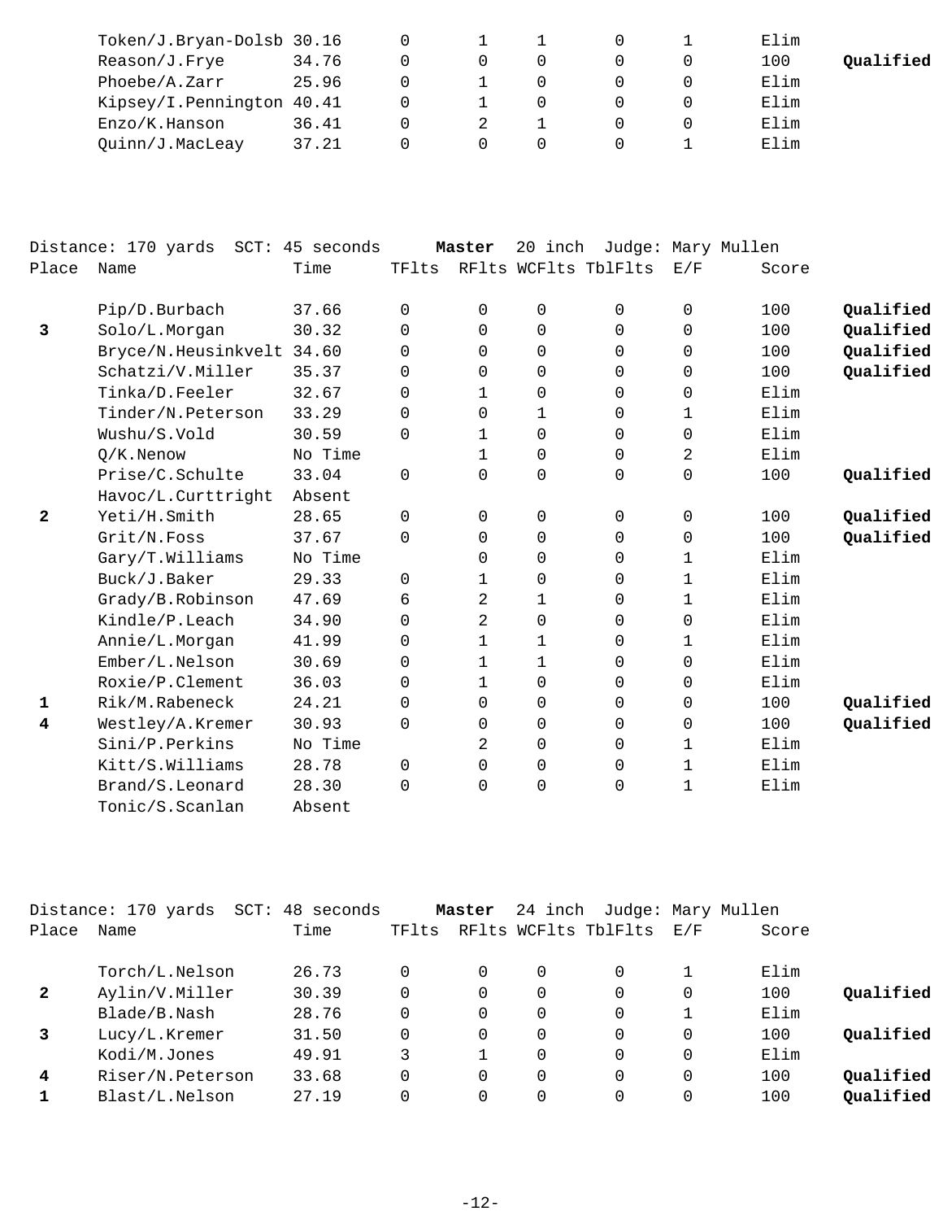| Place | Name | Time | TFlts | RFlts | WCFlts | TblFlts | E/F | Score | |
|---|---|---|---|---|---|---|---|---|---|
| | Token/J.Bryan-Dolsb | 30.16 | 0 | 1 | 1 | 0 | 1 | Elim | |
| | Reason/J.Frye | 34.76 | 0 | 0 | 0 | 0 | 0 | 100 | **Qualified** |
| | Phoebe/A.Zarr | 25.96 | 0 | 1 | 0 | 0 | 0 | Elim | |
| | Kipsey/I.Pennington | 40.41 | 0 | 1 | 0 | 0 | 0 | Elim | |
| | Enzo/K.Hanson | 36.41 | 0 | 2 | 1 | 0 | 0 | Elim | |
| | Quinn/J.MacLeay | 37.21 | 0 | 0 | 0 | 0 | 1 | Elim | |

Distance: 170 yards SCT: 45 seconds **Master** 20 inch Judge: Mary Mullen

| Place | Name | Time | TFlts | RFlts | WCFlts | TblFlts | E/F | Score | |
|---|---|---|---|---|---|---|---|---|---|
| | Pip/D.Burbach | 37.66 | 0 | 0 | 0 | 0 | 0 | 100 | **Qualified** |
| **3** | Solo/L.Morgan | 30.32 | 0 | 0 | 0 | 0 | 0 | 100 | **Qualified** |
| | Bryce/N.Heusinkvelt | 34.60 | 0 | 0 | 0 | 0 | 0 | 100 | **Qualified** |
| | Schatzi/V.Miller | 35.37 | 0 | 0 | 0 | 0 | 0 | 100 | **Qualified** |
| | Tinka/D.Feeler | 32.67 | 0 | 1 | 0 | 0 | 0 | Elim | |
| | Tinder/N.Peterson | 33.29 | 0 | 0 | 1 | 0 | 1 | Elim | |
| | Wushu/S.Vold | 30.59 | 0 | 1 | 0 | 0 | 0 | Elim | |
| | Q/K.Nenow | No Time | | 1 | 0 | 0 | 2 | Elim | |
| | Prise/C.Schulte | 33.04 | 0 | 0 | 0 | 0 | 0 | 100 | **Qualified** |
| | Havoc/L.Curttright | Absent | | | | | | | |
| **2** | Yeti/H.Smith | 28.65 | 0 | 0 | 0 | 0 | 0 | 100 | **Qualified** |
| | Grit/N.Foss | 37.67 | 0 | 0 | 0 | 0 | 0 | 100 | **Qualified** |
| | Gary/T.Williams | No Time | | 0 | 0 | 0 | 1 | Elim | |
| | Buck/J.Baker | 29.33 | 0 | 1 | 0 | 0 | 1 | Elim | |
| | Grady/B.Robinson | 47.69 | 6 | 2 | 1 | 0 | 1 | Elim | |
| | Kindle/P.Leach | 34.90 | 0 | 2 | 0 | 0 | 0 | Elim | |
| | Annie/L.Morgan | 41.99 | 0 | 1 | 1 | 0 | 1 | Elim | |
| | Ember/L.Nelson | 30.69 | 0 | 1 | 1 | 0 | 0 | Elim | |
| | Roxie/P.Clement | 36.03 | 0 | 1 | 0 | 0 | 0 | Elim | |
| **1** | Rik/M.Rabeneck | 24.21 | 0 | 0 | 0 | 0 | 0 | 100 | **Qualified** |
| **4** | Westley/A.Kremer | 30.93 | 0 | 0 | 0 | 0 | 0 | 100 | **Qualified** |
| | Sini/P.Perkins | No Time | | 2 | 0 | 0 | 1 | Elim | |
| | Kitt/S.Williams | 28.78 | 0 | 0 | 0 | 0 | 1 | Elim | |
| | Brand/S.Leonard | 28.30 | 0 | 0 | 0 | 0 | 1 | Elim | |
| | Tonic/S.Scanlan | Absent | | | | | | | |

Distance: 170 yards SCT: 48 seconds **Master** 24 inch Judge: Mary Mullen

| Place | Name | Time | TFlts | RFlts | WCFlts | TblFlts | E/F | Score | |
|---|---|---|---|---|---|---|---|---|---|
| | Torch/L.Nelson | 26.73 | 0 | 0 | 0 | 0 | 1 | Elim | |
| **2** | Aylin/V.Miller | 30.39 | 0 | 0 | 0 | 0 | 0 | 100 | **Qualified** |
| | Blade/B.Nash | 28.76 | 0 | 0 | 0 | 0 | 1 | Elim | |
| **3** | Lucy/L.Kremer | 31.50 | 0 | 0 | 0 | 0 | 0 | 100 | **Qualified** |
| | Kodi/M.Jones | 49.91 | 3 | 1 | 0 | 0 | 0 | Elim | |
| **4** | Riser/N.Peterson | 33.68 | 0 | 0 | 0 | 0 | 0 | 100 | **Qualified** |
| **1** | Blast/L.Nelson | 27.19 | 0 | 0 | 0 | 0 | 0 | 100 | **Qualified** |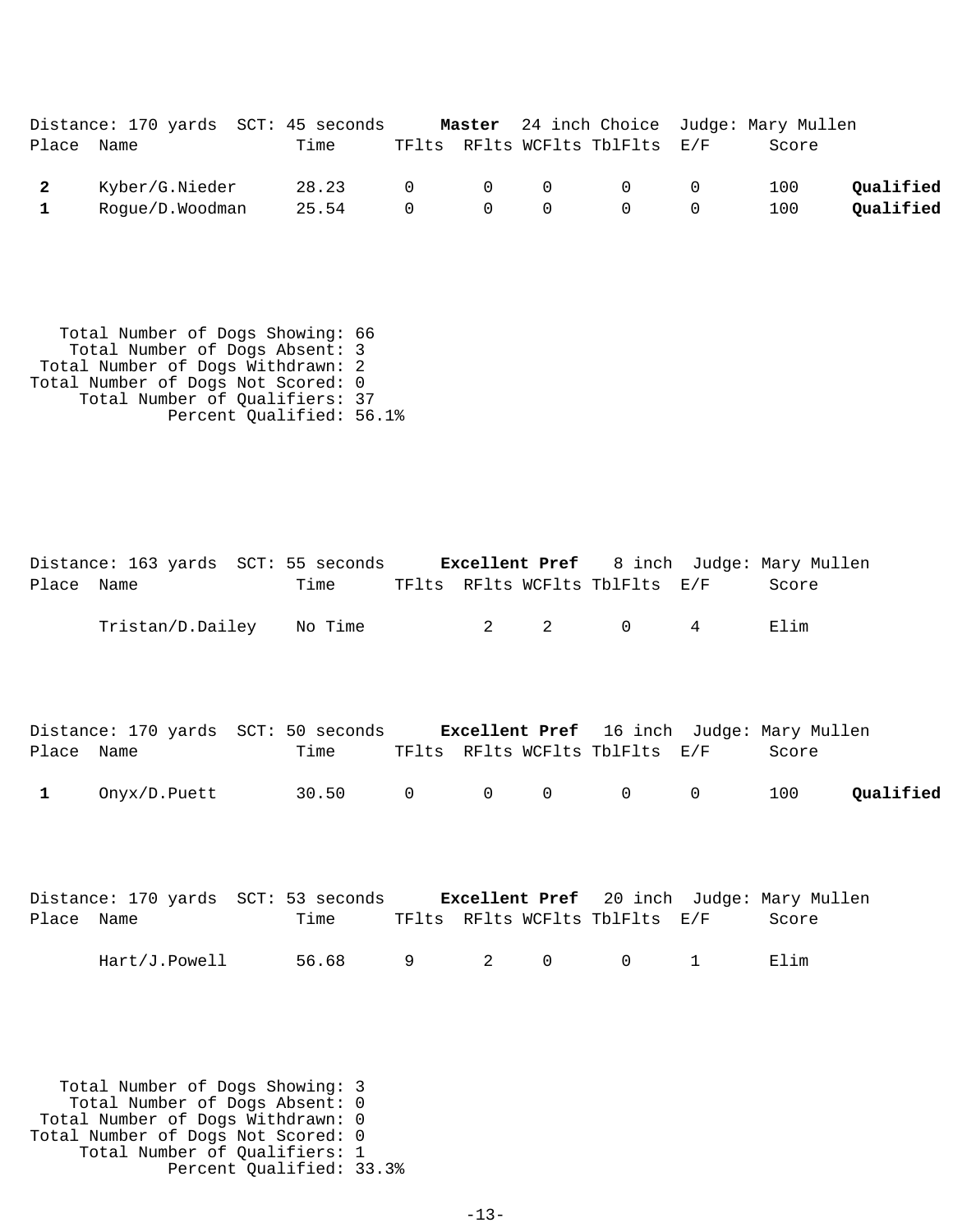Distance: 170 yards SCT: 45 seconds **Master** 24 inch Choice Judge: Mary Mullen

| Place | Name | Time | TFlts | RFlts | WCFlts | TblFlts | E/F | Score | |
|---|---|---|---|---|---|---|---|---|---|
| **2** | Kyber/G.Nieder | 28.23 | 0 | 0 | 0 | 0 | 0 | 100 | **Qualified** |
| **1** | Rogue/D.Woodman | 25.54 | 0 | 0 | 0 | 0 | 0 | 100 | **Qualified** |

Total Number of Dogs Showing: 66
Total Number of Dogs Absent: 3
Total Number of Dogs Withdrawn: 2
Total Number of Dogs Not Scored: 0
Total Number of Qualifiers: 37
Percent Qualified: 56.1%

Distance: 163 yards SCT: 55 seconds **Excellent Pref** 8 inch Judge: Mary Mullen

| Place | Name | Time | TFlts | RFlts | WCFlts | TblFlts | E/F | Score |
|---|---|---|---|---|---|---|---|---|
| | Tristan/D.Dailey | No Time | | 2 | 2 | 0 | 4 | Elim |

Distance: 170 yards SCT: 50 seconds **Excellent Pref** 16 inch Judge: Mary Mullen

| Place | Name | Time | TFlts | RFlts | WCFlts | TblFlts | E/F | Score | |
|---|---|---|---|---|---|---|---|---|---|
| **1** | Onyx/D.Puett | 30.50 | 0 | 0 | 0 | 0 | 0 | 100 | **Qualified** |

Distance: 170 yards SCT: 53 seconds **Excellent Pref** 20 inch Judge: Mary Mullen

| Place | Name | Time | TFlts | RFlts | WCFlts | TblFlts | E/F | Score |
|---|---|---|---|---|---|---|---|---|
| | Hart/J.Powell | 56.68 | 9 | 2 | 0 | 0 | 1 | Elim |

Total Number of Dogs Showing: 3
Total Number of Dogs Absent: 0
Total Number of Dogs Withdrawn: 0
Total Number of Dogs Not Scored: 0
Total Number of Qualifiers: 1
Percent Qualified: 33.3%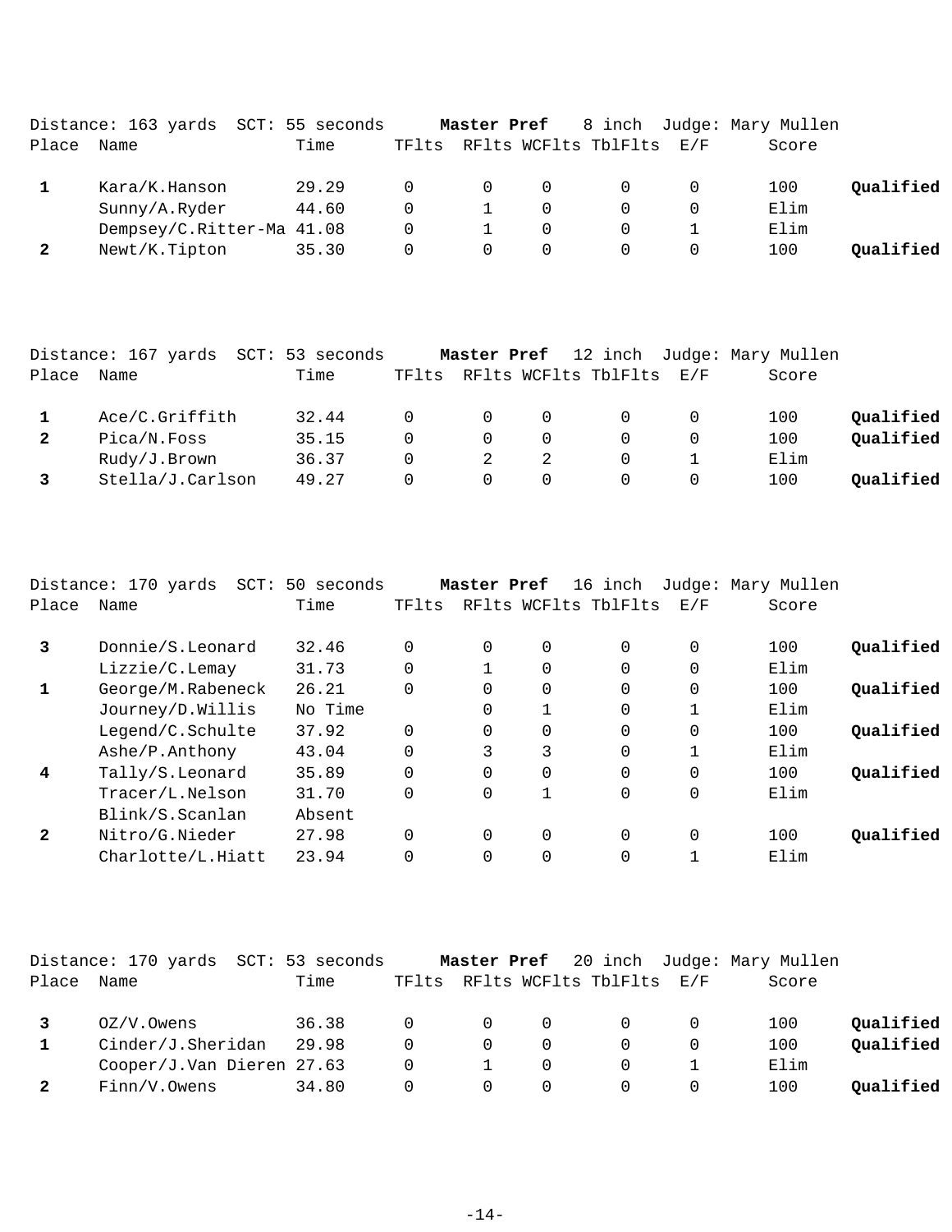Distance: 163 yards  SCT: 55 seconds  **Master Pref**  8 inch  Judge: Mary Mullen

| Place | Name | Time | TFlts | RFlts | WCFlts | TblFlts | E/F | Score | |
|---|---|---|---|---|---|---|---|---|---|
| **1** | Kara/K.Hanson | 29.29 | 0 | 0 | 0 | 0 | 0 | 100 | **Qualified** |
| | Sunny/A.Ryder | 44.60 | 0 | 1 | 0 | 0 | 0 | Elim | |
| | Dempsey/C.Ritter-Ma | 41.08 | 0 | 1 | 0 | 0 | 1 | Elim | |
| **2** | Newt/K.Tipton | 35.30 | 0 | 0 | 0 | 0 | 0 | 100 | **Qualified** |

Distance: 167 yards  SCT: 53 seconds  **Master Pref**  12 inch  Judge: Mary Mullen

| Place | Name | Time | TFlts | RFlts | WCFlts | TblFlts | E/F | Score | |
|---|---|---|---|---|---|---|---|---|---|
| **1** | Ace/C.Griffith | 32.44 | 0 | 0 | 0 | 0 | 0 | 100 | **Qualified** |
| **2** | Pica/N.Foss | 35.15 | 0 | 0 | 0 | 0 | 0 | 100 | **Qualified** |
| | Rudy/J.Brown | 36.37 | 0 | 2 | 2 | 0 | 1 | Elim | |
| **3** | Stella/J.Carlson | 49.27 | 0 | 0 | 0 | 0 | 0 | 100 | **Qualified** |

Distance: 170 yards  SCT: 50 seconds  **Master Pref**  16 inch  Judge: Mary Mullen

| Place | Name | Time | TFlts | RFlts | WCFlts | TblFlts | E/F | Score | |
|---|---|---|---|---|---|---|---|---|---|
| **3** | Donnie/S.Leonard | 32.46 | 0 | 0 | 0 | 0 | 0 | 100 | **Qualified** |
| | Lizzie/C.Lemay | 31.73 | 0 | 1 | 0 | 0 | 0 | Elim | |
| **1** | George/M.Rabeneck | 26.21 | 0 | 0 | 0 | 0 | 0 | 100 | **Qualified** |
| | Journey/D.Willis | No Time | | 0 | 1 | 0 | 1 | Elim | |
| | Legend/C.Schulte | 37.92 | 0 | 0 | 0 | 0 | 0 | 100 | **Qualified** |
| | Ashe/P.Anthony | 43.04 | 0 | 3 | 3 | 0 | 1 | Elim | |
| **4** | Tally/S.Leonard | 35.89 | 0 | 0 | 0 | 0 | 0 | 100 | **Qualified** |
| | Tracer/L.Nelson | 31.70 | 0 | 0 | 1 | 0 | 0 | Elim | |
| | Blink/S.Scanlan | Absent | | | | | | | |
| **2** | Nitro/G.Nieder | 27.98 | 0 | 0 | 0 | 0 | 0 | 100 | **Qualified** |
| | Charlotte/L.Hiatt | 23.94 | 0 | 0 | 0 | 0 | 1 | Elim | |

Distance: 170 yards  SCT: 53 seconds  **Master Pref**  20 inch  Judge: Mary Mullen

| Place | Name | Time | TFlts | RFlts | WCFlts | TblFlts | E/F | Score | |
|---|---|---|---|---|---|---|---|---|---|
| **3** | OZ/V.Owens | 36.38 | 0 | 0 | 0 | 0 | 0 | 100 | **Qualified** |
| **1** | Cinder/J.Sheridan | 29.98 | 0 | 0 | 0 | 0 | 0 | 100 | **Qualified** |
| | Cooper/J.Van Dieren | 27.63 | 0 | 1 | 0 | 0 | 1 | Elim | |
| **2** | Finn/V.Owens | 34.80 | 0 | 0 | 0 | 0 | 0 | 100 | **Qualified** |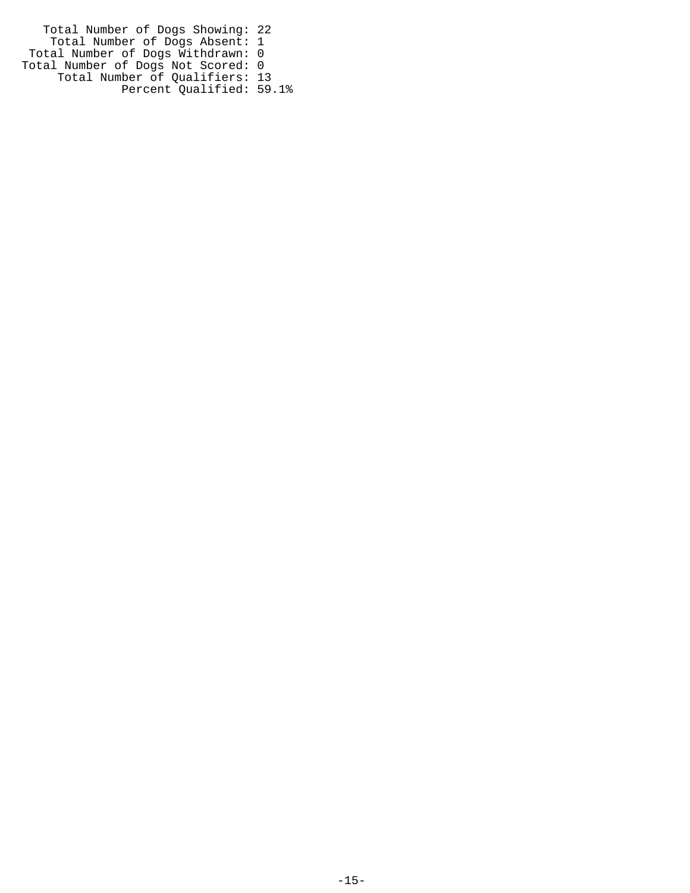Total Number of Dogs Showing: 22
Total Number of Dogs Absent: 1
Total Number of Dogs Withdrawn: 0
Total Number of Dogs Not Scored: 0
Total Number of Qualifiers: 13
Percent Qualified: 59.1%